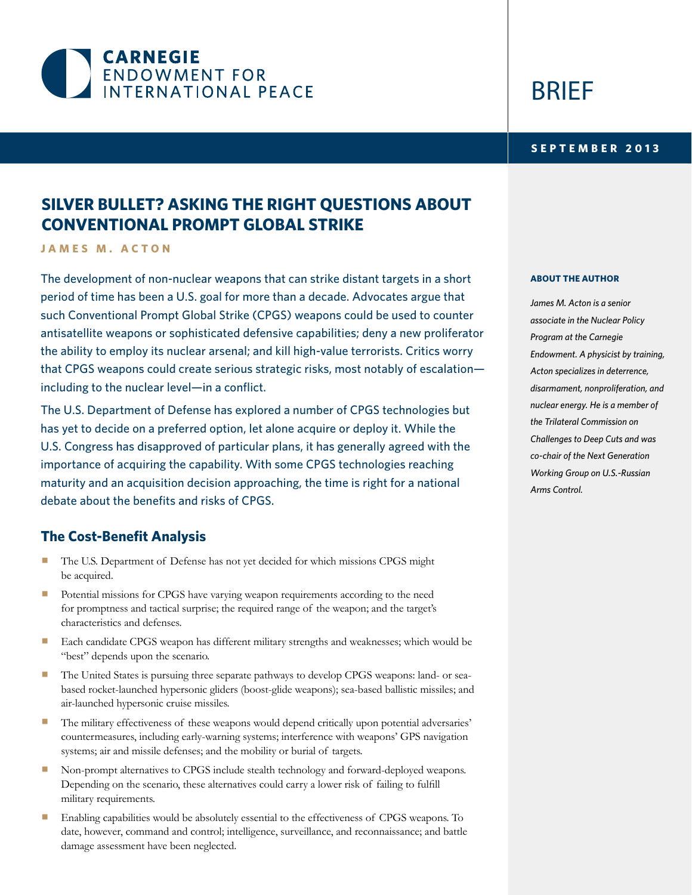CARNEGIE ENDOWMENT FOR INTERNATIONAL PEACE

BRIEF

**SEPTEMBER 2013**

# SILVER BULLET? ASKING THE RIGHT QUESTIONS ABOUT CONVENTIONAL PROMPT GLOBAL STRIKE

**JAMES M. ACTON**

The development of non-nuclear weapons that can strike distant targets in a short period of time has been a U.S. goal for more than a decade. Advocates argue that such Conventional Prompt Global Strike (CPGS) weapons could be used to counter antisatellite weapons or sophisticated defensive capabilities; deny a new proliferator the ability to employ its nuclear arsenal; and kill high-value terrorists. Critics worry that CPGS weapons could create serious strategic risks, most notably of escalation—including to the nuclear level—in a conflict.

The U.S. Department of Defense has explored a number of CPGS technologies but has yet to decide on a preferred option, let alone acquire or deploy it. While the U.S. Congress has disapproved of particular plans, it has generally agreed with the importance of acquiring the capability. With some CPGS technologies reaching maturity and an acquisition decision approaching, the time is right for a national debate about the benefits and risks of CPGS.

## The Cost-Benefit Analysis

- The U.S. Department of Defense has not yet decided for which missions CPGS might be acquired.
- Potential missions for CPGS have varying weapon requirements according to the need for promptness and tactical surprise; the required range of the weapon; and the target's characteristics and defenses.
- Each candidate CPGS weapon has different military strengths and weaknesses; which would be "best" depends upon the scenario.
- The United States is pursuing three separate pathways to develop CPGS weapons: land- or sea-based rocket-launched hypersonic gliders (boost-glide weapons); sea-based ballistic missiles; and air-launched hypersonic cruise missiles.
- The military effectiveness of these weapons would depend critically upon potential adversaries' countermeasures, including early-warning systems; interference with weapons' GPS navigation systems; air and missile defenses; and the mobility or burial of targets.
- Non-prompt alternatives to CPGS include stealth technology and forward-deployed weapons. Depending on the scenario, these alternatives could carry a lower risk of failing to fulfill military requirements.
- Enabling capabilities would be absolutely essential to the effectiveness of CPGS weapons. To date, however, command and control; intelligence, surveillance, and reconnaissance; and battle damage assessment have been neglected.

**ABOUT THE AUTHOR**

*James M. Acton is a senior associate in the Nuclear Policy Program at the Carnegie Endowment. A physicist by training, Acton specializes in deterrence, disarmament, nonproliferation, and nuclear energy. He is a member of the Trilateral Commission on Challenges to Deep Cuts and was co-chair of the Next Generation Working Group on U.S.-Russian Arms Control.*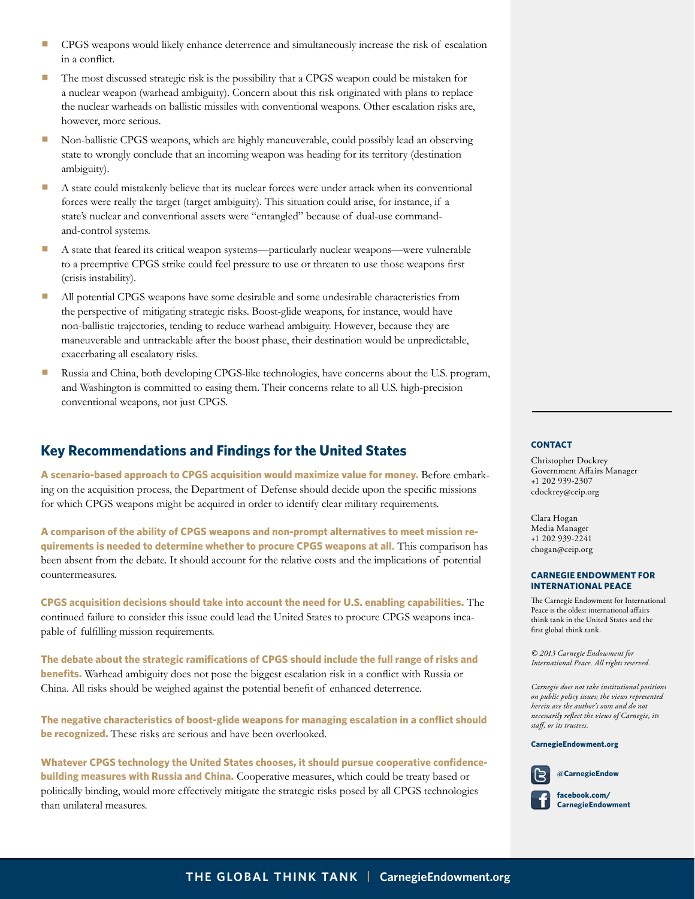- CPGS weapons would likely enhance deterrence and simultaneously increase the risk of escalation in a conflict.
- The most discussed strategic risk is the possibility that a CPGS weapon could be mistaken for a nuclear weapon (warhead ambiguity). Concern about this risk originated with plans to replace the nuclear warheads on ballistic missiles with conventional weapons. Other escalation risks are, however, more serious.
- Non-ballistic CPGS weapons, which are highly maneuverable, could possibly lead an observing state to wrongly conclude that an incoming weapon was heading for its territory (destination ambiguity).
- A state could mistakenly believe that its nuclear forces were under attack when its conventional forces were really the target (target ambiguity). This situation could arise, for instance, if a state's nuclear and conventional assets were "entangled" because of dual-use command-and-control systems.
- A state that feared its critical weapon systems—particularly nuclear weapons—were vulnerable to a preemptive CPGS strike could feel pressure to use or threaten to use those weapons first (crisis instability).
- All potential CPGS weapons have some desirable and some undesirable characteristics from the perspective of mitigating strategic risks. Boost-glide weapons, for instance, would have non-ballistic trajectories, tending to reduce warhead ambiguity. However, because they are maneuverable and untrackable after the boost phase, their destination would be unpredictable, exacerbating all escalatory risks.
- Russia and China, both developing CPGS-like technologies, have concerns about the U.S. program, and Washington is committed to easing them. Their concerns relate to all U.S. high-precision conventional weapons, not just CPGS.

## Key Recommendations and Findings for the United States

**A scenario-based approach to CPGS acquisition would maximize value for money.** Before embarking on the acquisition process, the Department of Defense should decide upon the specific missions for which CPGS weapons might be acquired in order to identify clear military requirements.

**A comparison of the ability of CPGS weapons and non-prompt alternatives to meet mission requirements is needed to determine whether to procure CPGS weapons at all.** This comparison has been absent from the debate. It should account for the relative costs and the implications of potential countermeasures.

**CPGS acquisition decisions should take into account the need for U.S. enabling capabilities.** The continued failure to consider this issue could lead the United States to procure CPGS weapons incapable of fulfilling mission requirements.

**The debate about the strategic ramifications of CPGS should include the full range of risks and benefits.** Warhead ambiguity does not pose the biggest escalation risk in a conflict with Russia or China. All risks should be weighed against the potential benefit of enhanced deterrence.

**The negative characteristics of boost-glide weapons for managing escalation in a conflict should be recognized.** These risks are serious and have been overlooked.

**Whatever CPGS technology the United States chooses, it should pursue cooperative confidence-building measures with Russia and China.** Cooperative measures, which could be treaty based or politically binding, would more effectively mitigate the strategic risks posed by all CPGS technologies than unilateral measures.

### CONTACT

Christopher Dockrey
Government Affairs Manager
+1 202 939-2307
cdockrey@ceip.org

Clara Hogan
Media Manager
+1 202 939-2241
chogan@ceip.org

### CARNEGIE ENDOWMENT FOR INTERNATIONAL PEACE

The Carnegie Endowment for International Peace is the oldest international affairs think tank in the United States and the first global think tank.

*© 2013 Carnegie Endowment for International Peace. All rights reserved.*

*Carnegie does not take institutional positions on public policy issues; the views represented herein are the author's own and do not necessarily reflect the views of Carnegie, its staff, or its trustees.*

**CarnegieEndowment.org**

**@CarnegieEndow**

**facebook.com/CarnegieEndowment**

THE GLOBAL THINK TANK | CarnegieEndowment.org